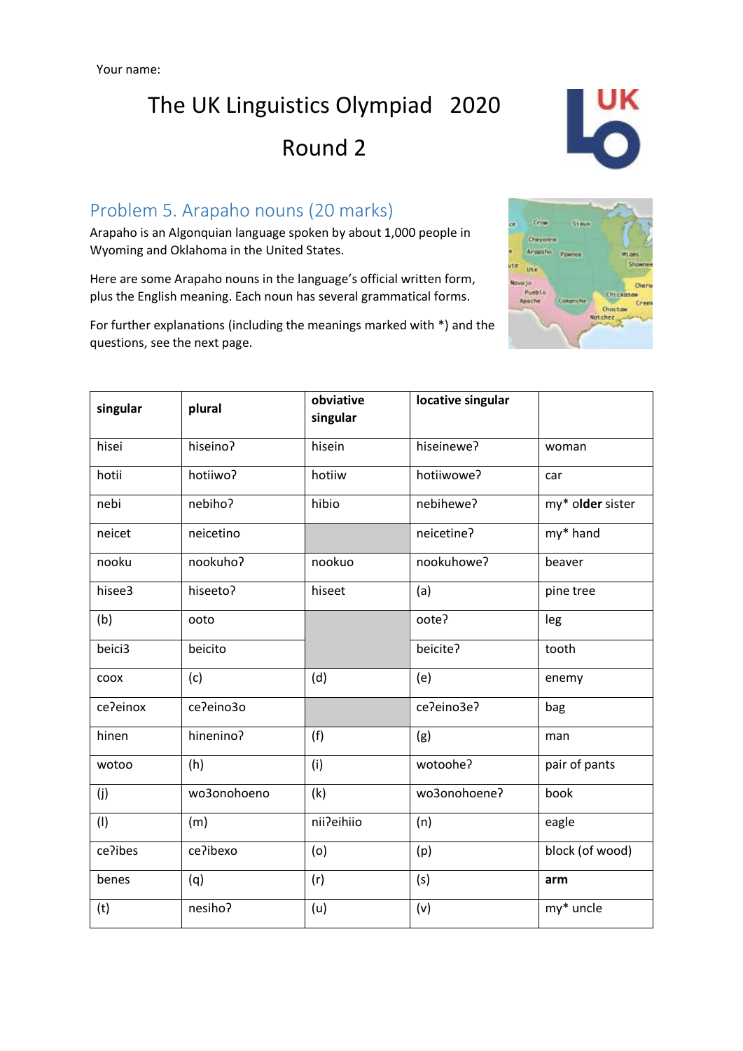Your name:

# The UK Linguistics Olympiad 2020

# Round 2

## Problem 5. Arapaho nouns (20 marks)

Arapaho is an Algonquian language spoken by about 1,000 people in Wyoming and Oklahoma in the United States.

Here are some Arapaho nouns in the language's official written form, plus the English meaning. Each noun has several grammatical forms.

For further explanations (including the meanings marked with *) and the questions, see the next page.

| singular | plural | obviative singular | locative singular | |
|---|---|---|---|---|
| hisei | hiseinoʔ | hisein | hiseineweʔ | woman |
| hotii | hotiiwoʔ | hotiiw | hotiiwoweʔ | car |
| nebi | nebihoʔ | hibio | nebiheweʔ | my* **older** sister |
| neicet | neicetino | | neicetineʔ | my* hand |
| nooku | nookuhoʔ | nookuo | nookuhoweʔ | beaver |
| hisee3 | hiseetoʔ | hiseet | (a) | pine tree |
| (b) | ooto | | ooteʔ | leg |
| beici3 | beicito | | beiciteʔ | tooth |
| coox | (c) | (d) | (e) | enemy |
| ceʔeinox | ceʔeino3o | | ceʔeino3eʔ | bag |
| hinen | hineninoʔ | (f) | (g) | man |
| wotoo | (h) | (i) | wotooheʔ | pair of pants |
| (j) | wo3onohoeno | (k) | wo3onohoeneʔ | book |
| (l) | (m) | niiʔeihiio | (n) | eagle |
| ceʔibes | ceʔibexo | (o) | (p) | block (of wood) |
| benes | (q) | (r) | (s) | **arm** |
| (t) | nesihoʔ | (u) | (v) | my* uncle |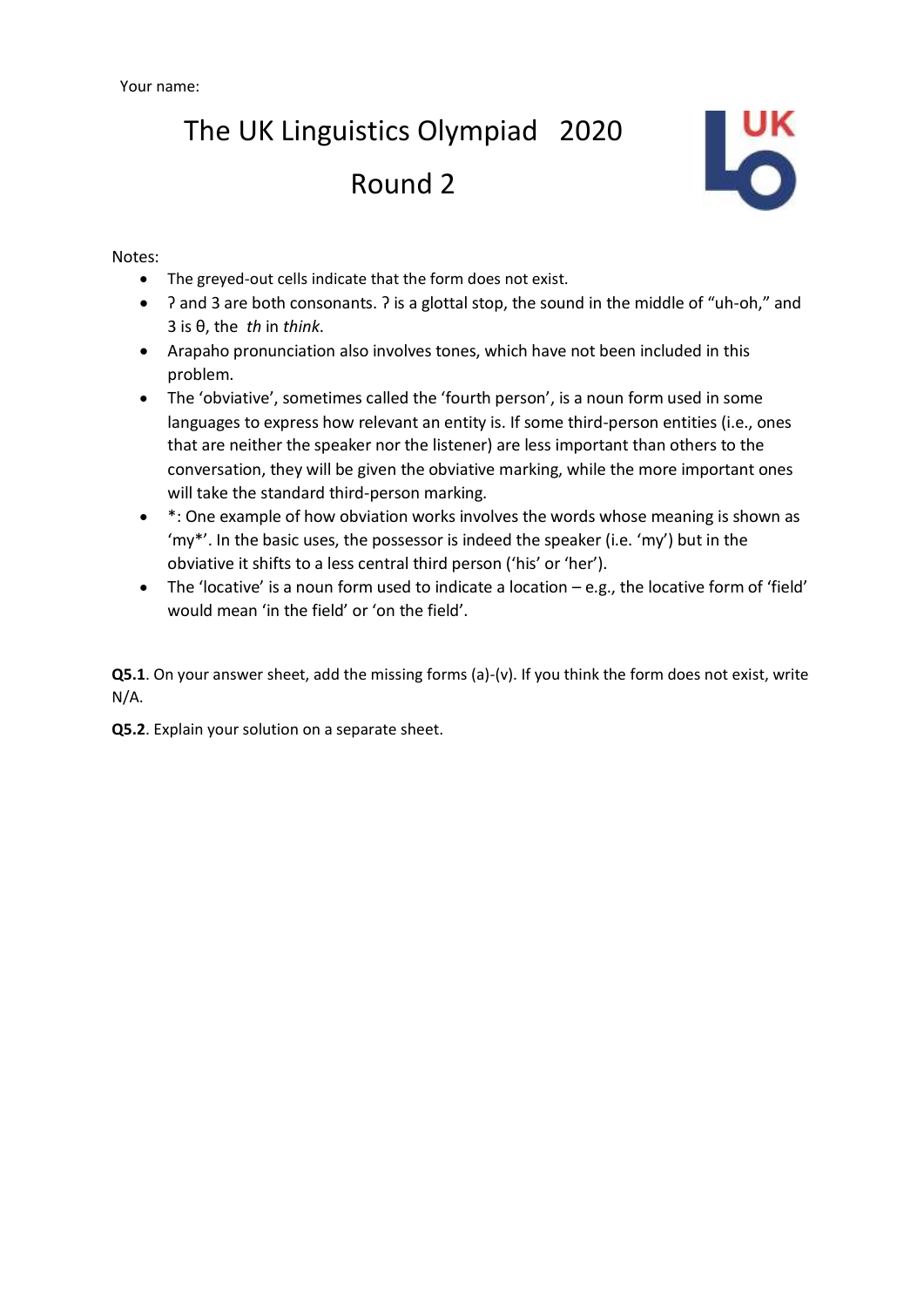Your name:

# The UK Linguistics Olympiad 2020

## Round 2

Notes:

- The greyed-out cells indicate that the form does not exist.
- ʔ and 3 are both consonants. ʔ is a glottal stop, the sound in the middle of "uh-oh," and 3 is θ, the *th* in *think*.
- Arapaho pronunciation also involves tones, which have not been included in this problem.
- The 'obviative', sometimes called the 'fourth person', is a noun form used in some languages to express how relevant an entity is. If some third-person entities (i.e., ones that are neither the speaker nor the listener) are less important than others to the conversation, they will be given the obviative marking, while the more important ones will take the standard third-person marking.
- *: One example of how obviation works involves the words whose meaning is shown as 'my*'. In the basic uses, the possessor is indeed the speaker (i.e. 'my') but in the obviative it shifts to a less central third person ('his' or 'her').
- The 'locative' is a noun form used to indicate a location – e.g., the locative form of 'field' would mean 'in the field' or 'on the field'.

**Q5.1**. On your answer sheet, add the missing forms (a)-(v). If you think the form does not exist, write N/A.

**Q5.2**. Explain your solution on a separate sheet.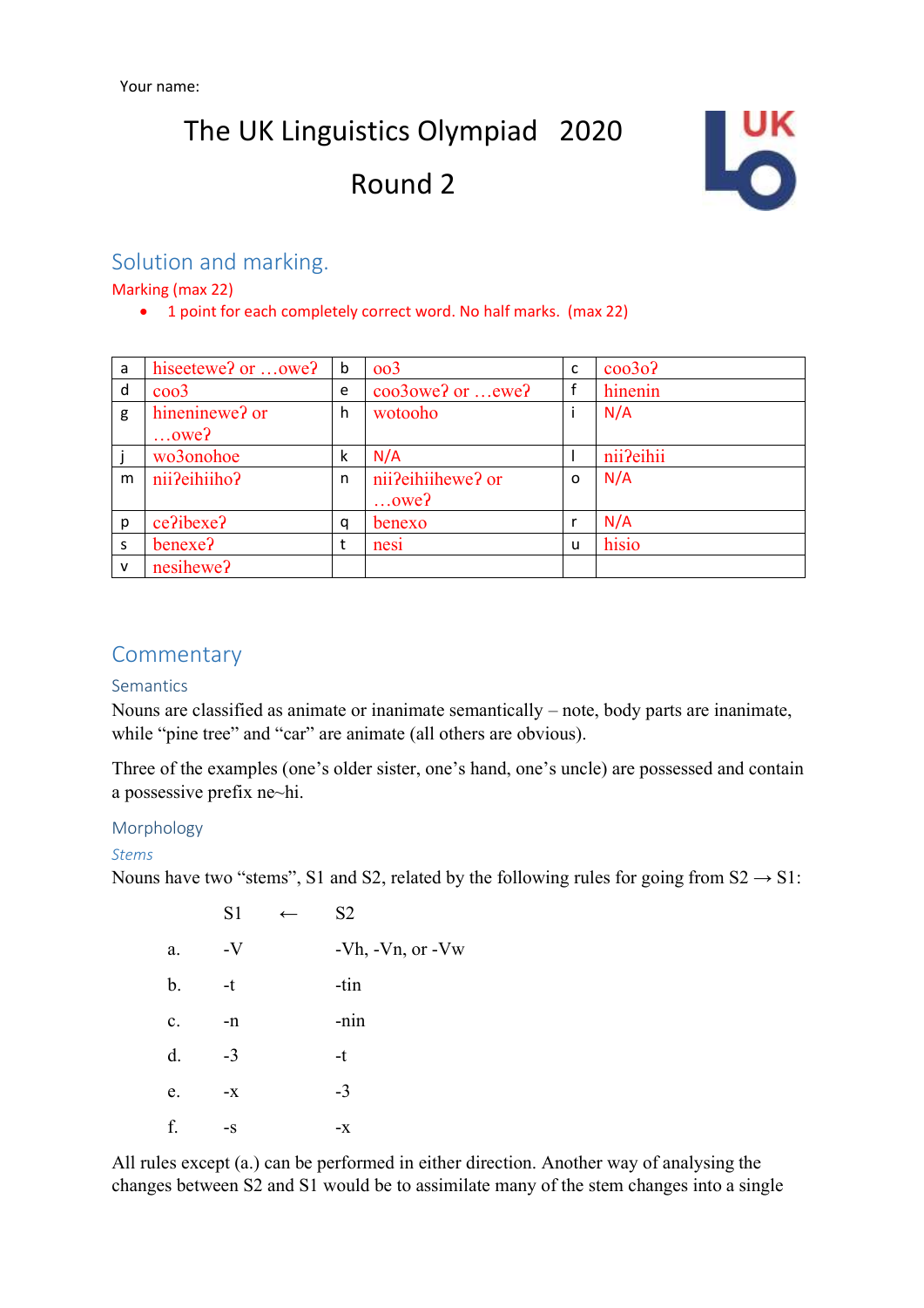Your name:

# The UK Linguistics Olympiad 2020

# Round 2

## Solution and marking.

Marking (max 22)

- 1 point for each completely correct word. No half marks. (max 22)

| a | hiseetewe? or …owe? | b | oo3 | c | coo3o? |
|---|---|---|---|---|---|
| d | coo3 | e | coo3owe? or …ewe? | f | hinenin |
| g | hineninewe? or …owe? | h | wotooho | i | N/A |
| j | wo3onohoe | k | N/A | l | nii?eihii |
| m | nii?eihiiho? | n | nii?eihiihewe? or …owe? | o | N/A |
| p | ce?ibexe? | q | benexo | r | N/A |
| s | benexe? | t | nesi | u | hisio |
| v | nesihewe? | | | | |

## Commentary

### Semantics

Nouns are classified as animate or inanimate semantically – note, body parts are inanimate, while "pine tree" and "car" are animate (all others are obvious).

Three of the examples (one's older sister, one's hand, one's uncle) are possessed and contain a possessive prefix ne~hi.

### Morphology

#### *Stems*

Nouns have two "stems", S1 and S2, related by the following rules for going from S2 → S1:

| | S1 | ← | S2 |
|---|---|---|---|
| a. | -V | | -Vh, -Vn, or -Vw |
| b. | -t | | -tin |
| c. | -n | | -nin |
| d. | -3 | | -t |
| e. | -x | | -3 |
| f. | -s | | -x |

All rules except (a.) can be performed in either direction. Another way of analysing the changes between S2 and S1 would be to assimilate many of the stem changes into a single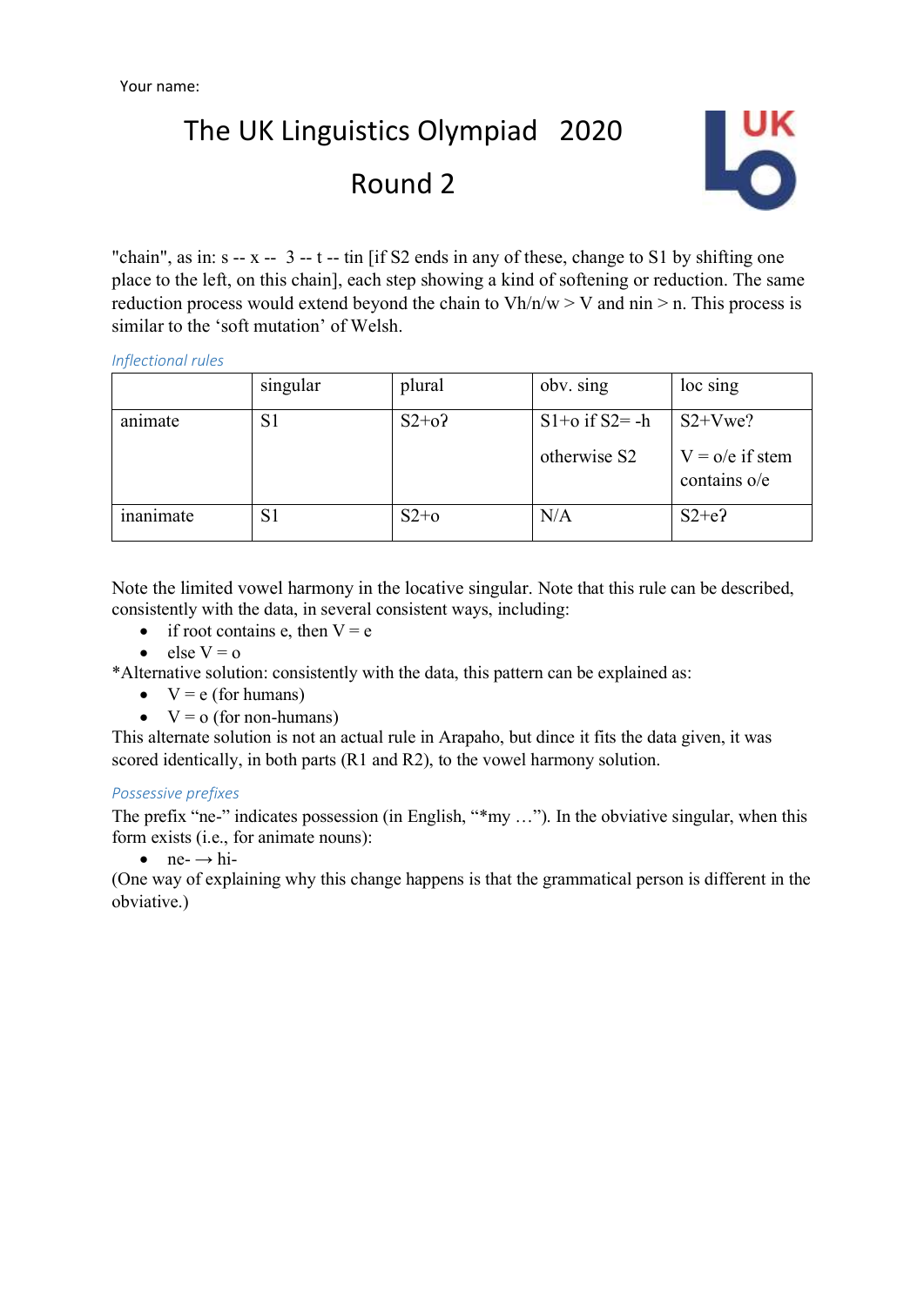Your name:

# The UK Linguistics Olympiad 2020

## Round 2

"chain", as in: s -- x -- 3 -- t -- tin [if S2 ends in any of these, change to S1 by shifting one place to the left, on this chain], each step showing a kind of softening or reduction. The same reduction process would extend beyond the chain to Vh/n/w > V and nin > n. This process is similar to the 'soft mutation' of Welsh.

*Inflectional rules*

| | singular | plural | obv. sing | loc sing |
|---|---|---|---|---|
| animate | S1 | S2+oʔ | S1+o if S2= -h<br><br>otherwise S2 | S2+Vweʔ<br><br>V = o/e if stem contains o/e |
| inanimate | S1 | S2+o | N/A | S2+eʔ |

Note the limited vowel harmony in the locative singular. Note that this rule can be described, consistently with the data, in several consistent ways, including:

- if root contains e, then V = e
- else V = o

*Alternative solution: consistently with the data, this pattern can be explained as:

- V = e (for humans)
- V = o (for non-humans)

This alternate solution is not an actual rule in Arapaho, but dince it fits the data given, it was scored identically, in both parts (R1 and R2), to the vowel harmony solution.

*Possessive prefixes*

The prefix "ne-" indicates possession (in English, "*my …"). In the obviative singular, when this form exists (i.e., for animate nouns):

- ne- → hi-

(One way of explaining why this change happens is that the grammatical person is different in the obviative.)